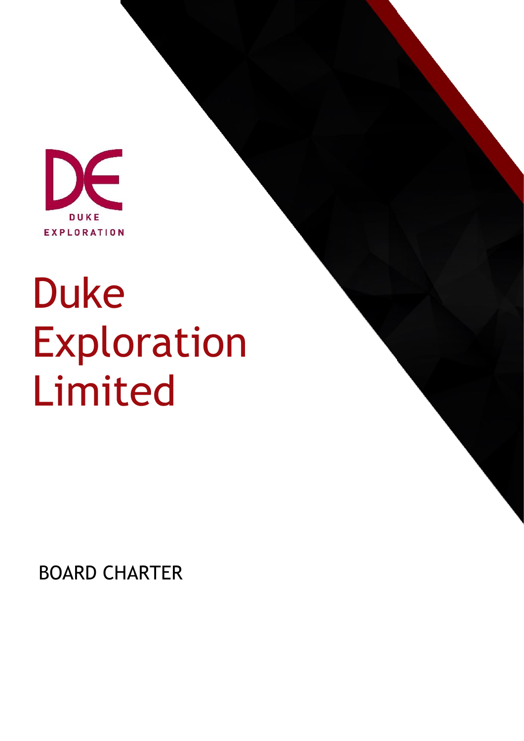DUKE EXPLORATION

# Duke Exploration Limited

BOARD CHARTER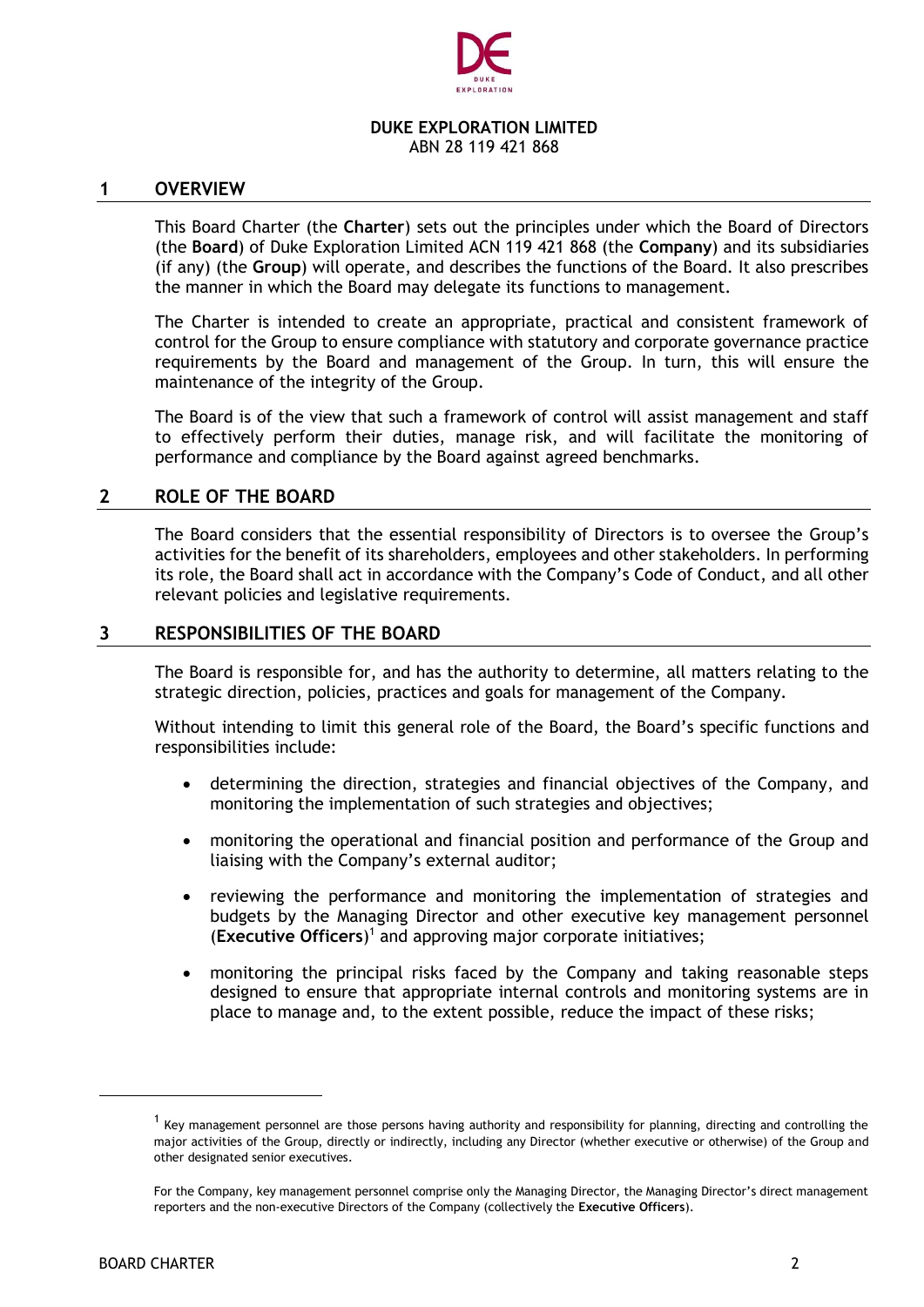**DUKE EXPLORATION LIMITED**
ABN 28 119 421 868

## 1 OVERVIEW

This Board Charter (the **Charter**) sets out the principles under which the Board of Directors (the **Board**) of Duke Exploration Limited ACN 119 421 868 (the **Company**) and its subsidiaries (if any) (the **Group**) will operate, and describes the functions of the Board. It also prescribes the manner in which the Board may delegate its functions to management.

The Charter is intended to create an appropriate, practical and consistent framework of control for the Group to ensure compliance with statutory and corporate governance practice requirements by the Board and management of the Group. In turn, this will ensure the maintenance of the integrity of the Group.

The Board is of the view that such a framework of control will assist management and staff to effectively perform their duties, manage risk, and will facilitate the monitoring of performance and compliance by the Board against agreed benchmarks.

## 2 ROLE OF THE BOARD

The Board considers that the essential responsibility of Directors is to oversee the Group's activities for the benefit of its shareholders, employees and other stakeholders. In performing its role, the Board shall act in accordance with the Company's Code of Conduct, and all other relevant policies and legislative requirements.

## 3 RESPONSIBILITIES OF THE BOARD

The Board is responsible for, and has the authority to determine, all matters relating to the strategic direction, policies, practices and goals for management of the Company.

Without intending to limit this general role of the Board, the Board's specific functions and responsibilities include:

- determining the direction, strategies and financial objectives of the Company, and monitoring the implementation of such strategies and objectives;
- monitoring the operational and financial position and performance of the Group and liaising with the Company's external auditor;
- reviewing the performance and monitoring the implementation of strategies and budgets by the Managing Director and other executive key management personnel (**Executive Officers**)[1] and approving major corporate initiatives;
- monitoring the principal risks faced by the Company and taking reasonable steps designed to ensure that appropriate internal controls and monitoring systems are in place to manage and, to the extent possible, reduce the impact of these risks;

---

[1] Key management personnel are those persons having authority and responsibility for planning, directing and controlling the major activities of the Group, directly or indirectly, including any Director (whether executive or otherwise) of the Group and other designated senior executives.

For the Company, key management personnel comprise only the Managing Director, the Managing Director's direct management reporters and the non-executive Directors of the Company (collectively the **Executive Officers**).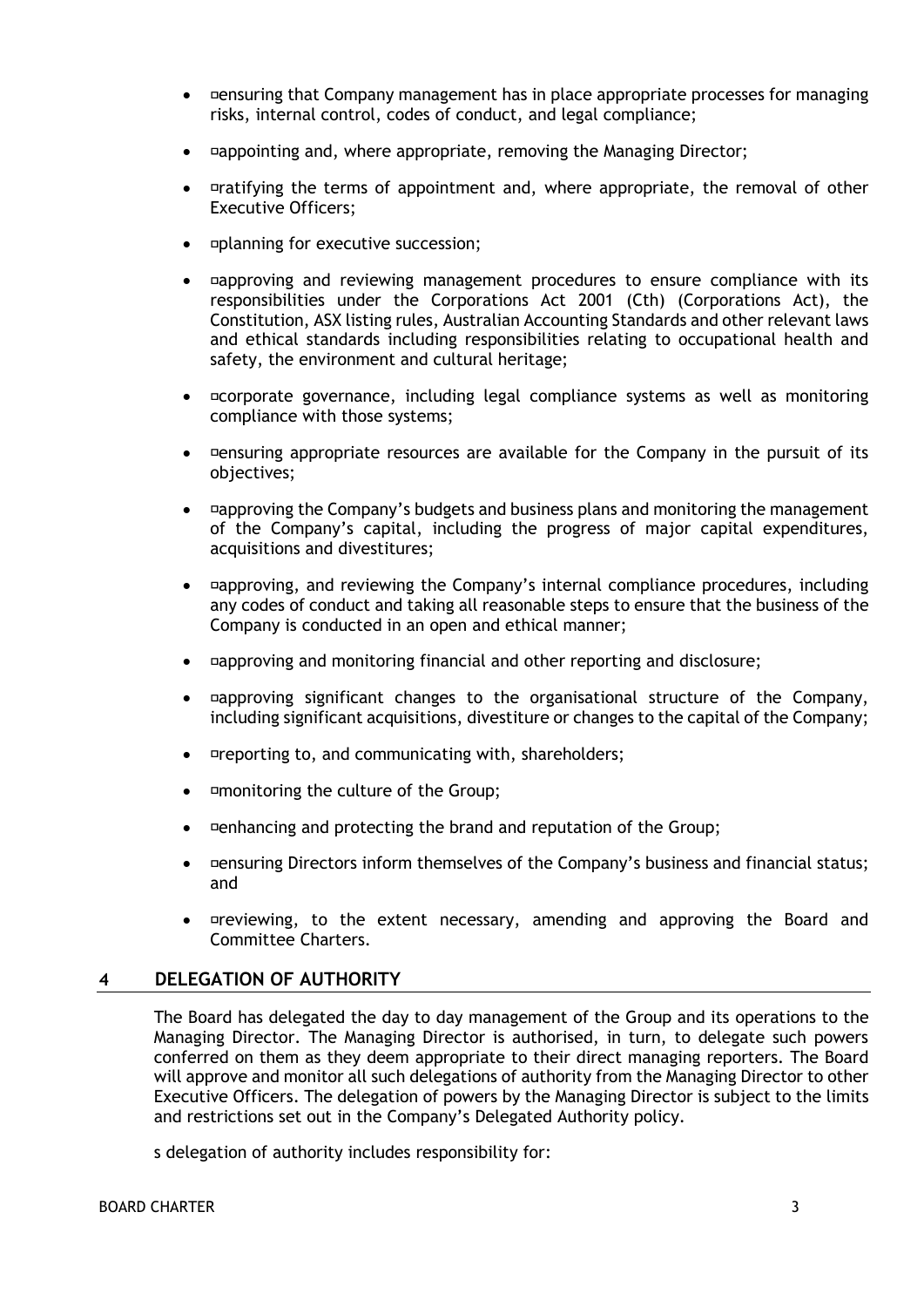- ensuring that Company management has in place appropriate processes for managing risks, internal control, codes of conduct, and legal compliance;
- appointing and, where appropriate, removing the Managing Director;
- ratifying the terms of appointment and, where appropriate, the removal of other Executive Officers;
- planning for executive succession;
- approving and reviewing management procedures to ensure compliance with its responsibilities under the Corporations Act 2001 (Cth) (Corporations Act), the Constitution, ASX listing rules, Australian Accounting Standards and other relevant laws and ethical standards including responsibilities relating to occupational health and safety, the environment and cultural heritage;
- corporate governance, including legal compliance systems as well as monitoring compliance with those systems;
- ensuring appropriate resources are available for the Company in the pursuit of its objectives;
- approving the Company's budgets and business plans and monitoring the management of the Company's capital, including the progress of major capital expenditures, acquisitions and divestitures;
- approving, and reviewing the Company's internal compliance procedures, including any codes of conduct and taking all reasonable steps to ensure that the business of the Company is conducted in an open and ethical manner;
- approving and monitoring financial and other reporting and disclosure;
- approving significant changes to the organisational structure of the Company, including significant acquisitions, divestiture or changes to the capital of the Company;
- reporting to, and communicating with, shareholders;
- monitoring the culture of the Group;
- enhancing and protecting the brand and reputation of the Group;
- ensuring Directors inform themselves of the Company's business and financial status; and
- reviewing, to the extent necessary, amending and approving the Board and Committee Charters.

## 4 DELEGATION OF AUTHORITY

The Board has delegated the day to day management of the Group and its operations to the Managing Director. The Managing Director is authorised, in turn, to delegate such powers conferred on them as they deem appropriate to their direct managing reporters. The Board will approve and monitor all such delegations of authority from the Managing Director to other Executive Officers. The delegation of powers by the Managing Director is subject to the limits and restrictions set out in the Company's Delegated Authority policy.

s delegation of authority includes responsibility for: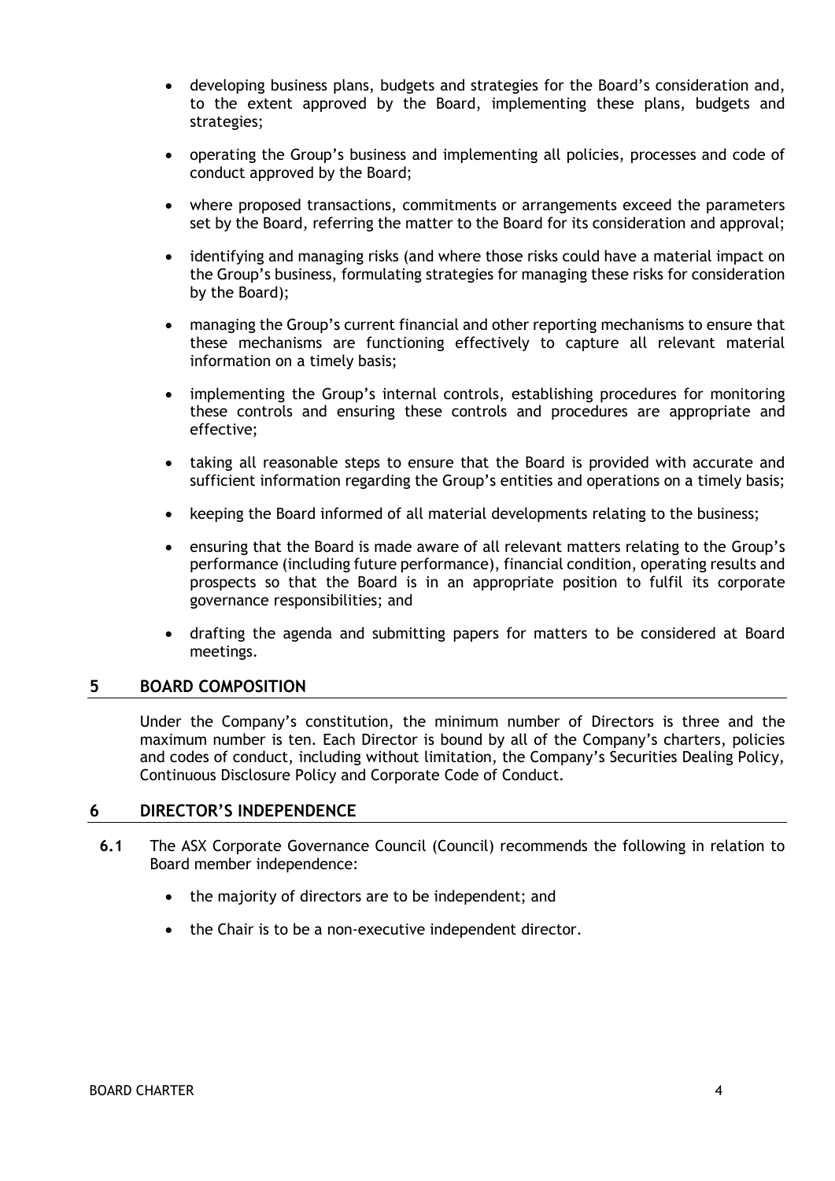- developing business plans, budgets and strategies for the Board's consideration and, to the extent approved by the Board, implementing these plans, budgets and strategies;
- operating the Group's business and implementing all policies, processes and code of conduct approved by the Board;
- where proposed transactions, commitments or arrangements exceed the parameters set by the Board, referring the matter to the Board for its consideration and approval;
- identifying and managing risks (and where those risks could have a material impact on the Group's business, formulating strategies for managing these risks for consideration by the Board);
- managing the Group's current financial and other reporting mechanisms to ensure that these mechanisms are functioning effectively to capture all relevant material information on a timely basis;
- implementing the Group's internal controls, establishing procedures for monitoring these controls and ensuring these controls and procedures are appropriate and effective;
- taking all reasonable steps to ensure that the Board is provided with accurate and sufficient information regarding the Group's entities and operations on a timely basis;
- keeping the Board informed of all material developments relating to the business;
- ensuring that the Board is made aware of all relevant matters relating to the Group's performance (including future performance), financial condition, operating results and prospects so that the Board is in an appropriate position to fulfil its corporate governance responsibilities; and
- drafting the agenda and submitting papers for matters to be considered at Board meetings.

## 5 BOARD COMPOSITION

Under the Company's constitution, the minimum number of Directors is three and the maximum number is ten. Each Director is bound by all of the Company's charters, policies and codes of conduct, including without limitation, the Company's Securities Dealing Policy, Continuous Disclosure Policy and Corporate Code of Conduct.

## 6 DIRECTOR'S INDEPENDENCE

**6.1** The ASX Corporate Governance Council (Council) recommends the following in relation to Board member independence:

- the majority of directors are to be independent; and
- the Chair is to be a non-executive independent director.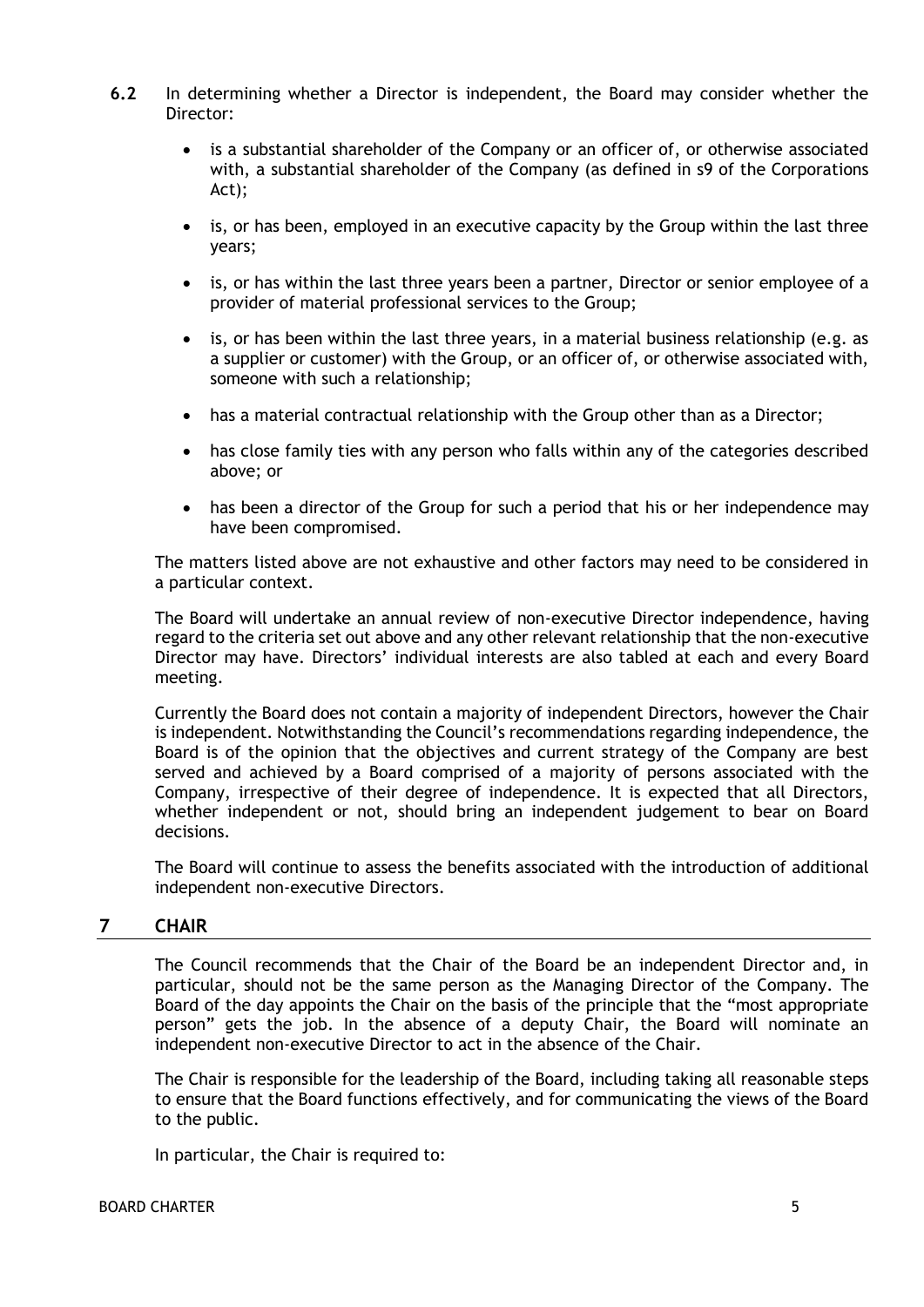**6.2** In determining whether a Director is independent, the Board may consider whether the Director:

- is a substantial shareholder of the Company or an officer of, or otherwise associated with, a substantial shareholder of the Company (as defined in s9 of the Corporations Act);
- is, or has been, employed in an executive capacity by the Group within the last three years;
- is, or has within the last three years been a partner, Director or senior employee of a provider of material professional services to the Group;
- is, or has been within the last three years, in a material business relationship (e.g. as a supplier or customer) with the Group, or an officer of, or otherwise associated with, someone with such a relationship;
- has a material contractual relationship with the Group other than as a Director;
- has close family ties with any person who falls within any of the categories described above; or
- has been a director of the Group for such a period that his or her independence may have been compromised.

The matters listed above are not exhaustive and other factors may need to be considered in a particular context.

The Board will undertake an annual review of non-executive Director independence, having regard to the criteria set out above and any other relevant relationship that the non-executive Director may have. Directors' individual interests are also tabled at each and every Board meeting.

Currently the Board does not contain a majority of independent Directors, however the Chair is independent. Notwithstanding the Council's recommendations regarding independence, the Board is of the opinion that the objectives and current strategy of the Company are best served and achieved by a Board comprised of a majority of persons associated with the Company, irrespective of their degree of independence. It is expected that all Directors, whether independent or not, should bring an independent judgement to bear on Board decisions.

The Board will continue to assess the benefits associated with the introduction of additional independent non-executive Directors.

## 7 CHAIR

The Council recommends that the Chair of the Board be an independent Director and, in particular, should not be the same person as the Managing Director of the Company. The Board of the day appoints the Chair on the basis of the principle that the "most appropriate person" gets the job. In the absence of a deputy Chair, the Board will nominate an independent non-executive Director to act in the absence of the Chair.

The Chair is responsible for the leadership of the Board, including taking all reasonable steps to ensure that the Board functions effectively, and for communicating the views of the Board to the public.

In particular, the Chair is required to: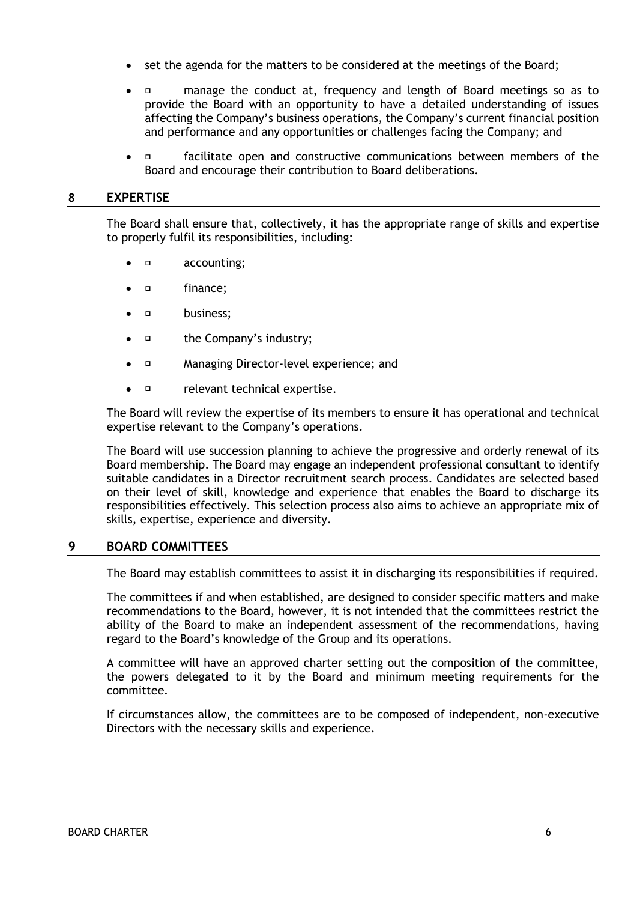- set the agenda for the matters to be considered at the meetings of the Board;
- manage the conduct at, frequency and length of Board meetings so as to provide the Board with an opportunity to have a detailed understanding of issues affecting the Company's business operations, the Company's current financial position and performance and any opportunities or challenges facing the Company; and
- facilitate open and constructive communications between members of the Board and encourage their contribution to Board deliberations.

## 8 EXPERTISE

The Board shall ensure that, collectively, it has the appropriate range of skills and expertise to properly fulfil its responsibilities, including:

- accounting;
- finance;
- business;
- the Company's industry;
- Managing Director-level experience; and
- relevant technical expertise.

The Board will review the expertise of its members to ensure it has operational and technical expertise relevant to the Company's operations.

The Board will use succession planning to achieve the progressive and orderly renewal of its Board membership. The Board may engage an independent professional consultant to identify suitable candidates in a Director recruitment search process. Candidates are selected based on their level of skill, knowledge and experience that enables the Board to discharge its responsibilities effectively. This selection process also aims to achieve an appropriate mix of skills, expertise, experience and diversity.

## 9 BOARD COMMITTEES

The Board may establish committees to assist it in discharging its responsibilities if required.

The committees if and when established, are designed to consider specific matters and make recommendations to the Board, however, it is not intended that the committees restrict the ability of the Board to make an independent assessment of the recommendations, having regard to the Board's knowledge of the Group and its operations.

A committee will have an approved charter setting out the composition of the committee, the powers delegated to it by the Board and minimum meeting requirements for the committee.

If circumstances allow, the committees are to be composed of independent, non-executive Directors with the necessary skills and experience.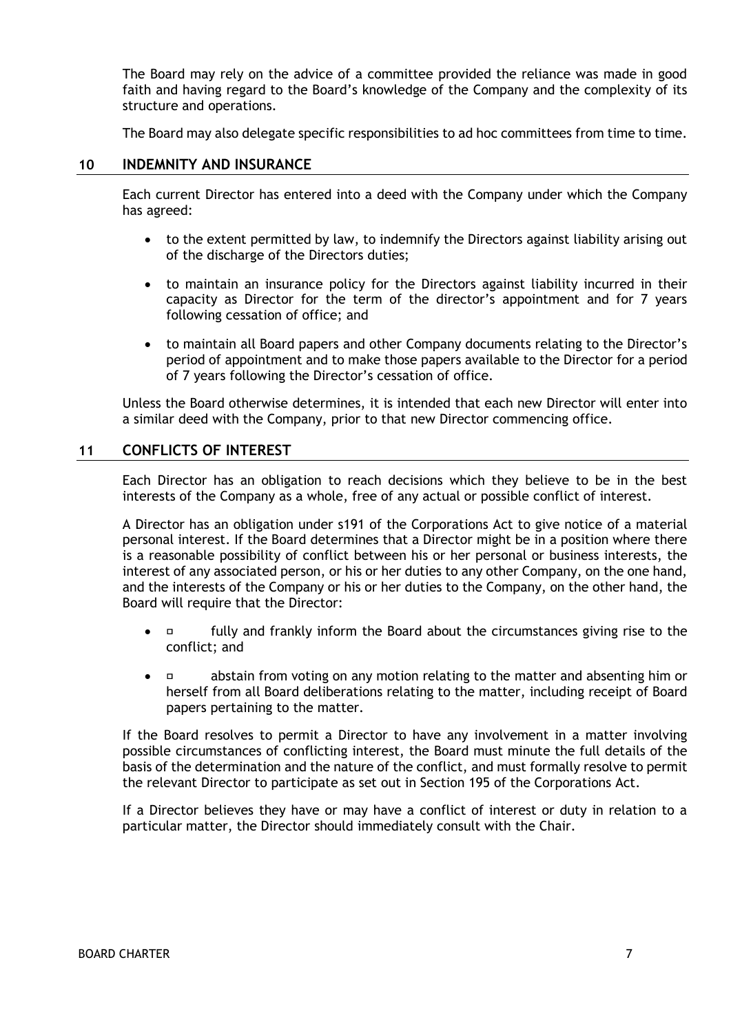The Board may rely on the advice of a committee provided the reliance was made in good faith and having regard to the Board's knowledge of the Company and the complexity of its structure and operations.

The Board may also delegate specific responsibilities to ad hoc committees from time to time.

## 10 INDEMNITY AND INSURANCE

Each current Director has entered into a deed with the Company under which the Company has agreed:

- to the extent permitted by law, to indemnify the Directors against liability arising out of the discharge of the Directors duties;
- to maintain an insurance policy for the Directors against liability incurred in their capacity as Director for the term of the director's appointment and for 7 years following cessation of office; and
- to maintain all Board papers and other Company documents relating to the Director's period of appointment and to make those papers available to the Director for a period of 7 years following the Director's cessation of office.

Unless the Board otherwise determines, it is intended that each new Director will enter into a similar deed with the Company, prior to that new Director commencing office.

## 11 CONFLICTS OF INTEREST

Each Director has an obligation to reach decisions which they believe to be in the best interests of the Company as a whole, free of any actual or possible conflict of interest.

A Director has an obligation under s191 of the Corporations Act to give notice of a material personal interest. If the Board determines that a Director might be in a position where there is a reasonable possibility of conflict between his or her personal or business interests, the interest of any associated person, or his or her duties to any other Company, on the one hand, and the interests of the Company or his or her duties to the Company, on the other hand, the Board will require that the Director:

- ▫ fully and frankly inform the Board about the circumstances giving rise to the conflict; and
- ▫ abstain from voting on any motion relating to the matter and absenting him or herself from all Board deliberations relating to the matter, including receipt of Board papers pertaining to the matter.

If the Board resolves to permit a Director to have any involvement in a matter involving possible circumstances of conflicting interest, the Board must minute the full details of the basis of the determination and the nature of the conflict, and must formally resolve to permit the relevant Director to participate as set out in Section 195 of the Corporations Act.

If a Director believes they have or may have a conflict of interest or duty in relation to a particular matter, the Director should immediately consult with the Chair.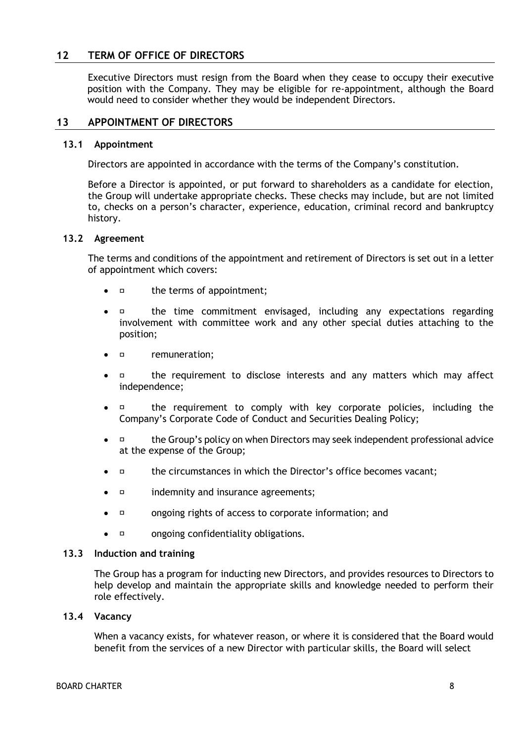## 12 TERM OF OFFICE OF DIRECTORS

Executive Directors must resign from the Board when they cease to occupy their executive position with the Company. They may be eligible for re-appointment, although the Board would need to consider whether they would be independent Directors.

## 13 APPOINTMENT OF DIRECTORS

### 13.1 Appointment

Directors are appointed in accordance with the terms of the Company's constitution.

Before a Director is appointed, or put forward to shareholders as a candidate for election, the Group will undertake appropriate checks. These checks may include, but are not limited to, checks on a person's character, experience, education, criminal record and bankruptcy history.

### 13.2 Agreement

The terms and conditions of the appointment and retirement of Directors is set out in a letter of appointment which covers:

- the terms of appointment;
- the time commitment envisaged, including any expectations regarding involvement with committee work and any other special duties attaching to the position;
- remuneration;
- the requirement to disclose interests and any matters which may affect independence;
- the requirement to comply with key corporate policies, including the Company's Corporate Code of Conduct and Securities Dealing Policy;
- the Group's policy on when Directors may seek independent professional advice at the expense of the Group;
- the circumstances in which the Director's office becomes vacant;
- indemnity and insurance agreements;
- ongoing rights of access to corporate information; and
- ongoing confidentiality obligations.

### 13.3 Induction and training

The Group has a program for inducting new Directors, and provides resources to Directors to help develop and maintain the appropriate skills and knowledge needed to perform their role effectively.

### 13.4 Vacancy

When a vacancy exists, for whatever reason, or where it is considered that the Board would benefit from the services of a new Director with particular skills, the Board will select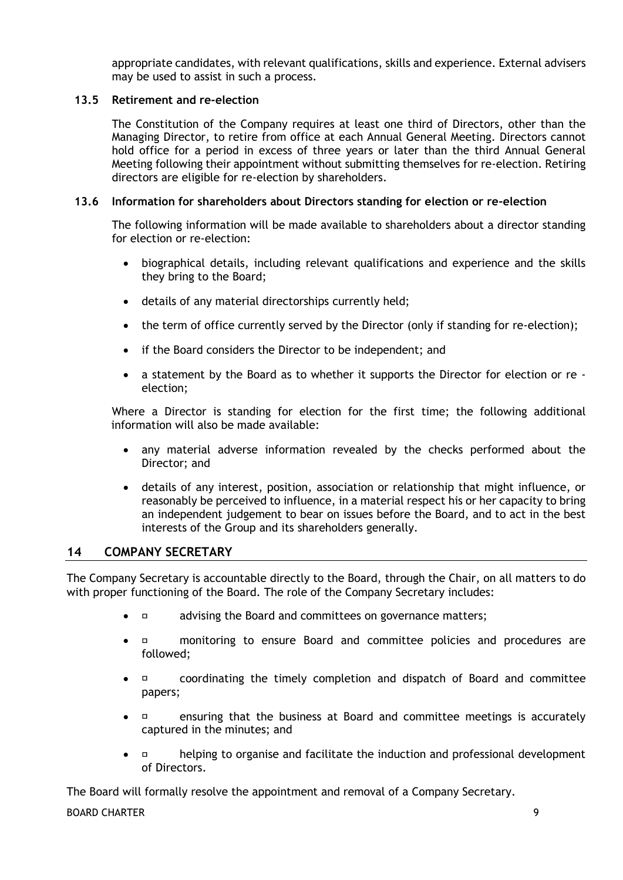appropriate candidates, with relevant qualifications, skills and experience. External advisers may be used to assist in such a process.

### 13.5 Retirement and re-election

The Constitution of the Company requires at least one third of Directors, other than the Managing Director, to retire from office at each Annual General Meeting. Directors cannot hold office for a period in excess of three years or later than the third Annual General Meeting following their appointment without submitting themselves for re-election. Retiring directors are eligible for re-election by shareholders.

### 13.6 Information for shareholders about Directors standing for election or re-election

The following information will be made available to shareholders about a director standing for election or re-election:

- biographical details, including relevant qualifications and experience and the skills they bring to the Board;
- details of any material directorships currently held;
- the term of office currently served by the Director (only if standing for re-election);
- if the Board considers the Director to be independent; and
- a statement by the Board as to whether it supports the Director for election or re - election;

Where a Director is standing for election for the first time; the following additional information will also be made available:

- any material adverse information revealed by the checks performed about the Director; and
- details of any interest, position, association or relationship that might influence, or reasonably be perceived to influence, in a material respect his or her capacity to bring an independent judgement to bear on issues before the Board, and to act in the best interests of the Group and its shareholders generally.

## 14 COMPANY SECRETARY

The Company Secretary is accountable directly to the Board, through the Chair, on all matters to do with proper functioning of the Board. The role of the Company Secretary includes:

- advising the Board and committees on governance matters;
- monitoring to ensure Board and committee policies and procedures are followed;
- coordinating the timely completion and dispatch of Board and committee papers;
- ensuring that the business at Board and committee meetings is accurately captured in the minutes; and
- helping to organise and facilitate the induction and professional development of Directors.

The Board will formally resolve the appointment and removal of a Company Secretary.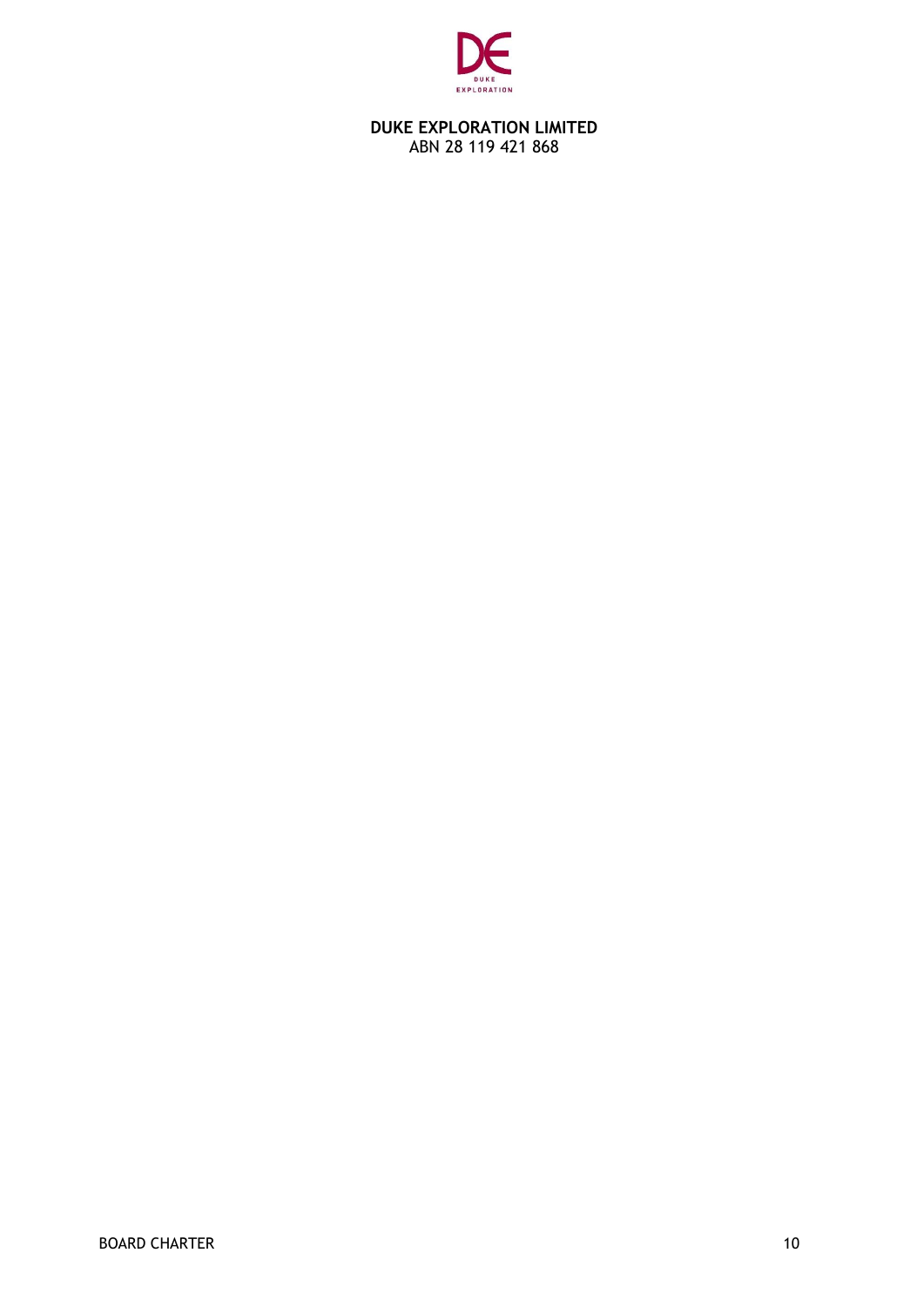**DUKE EXPLORATION LIMITED**
ABN 28 119 421 868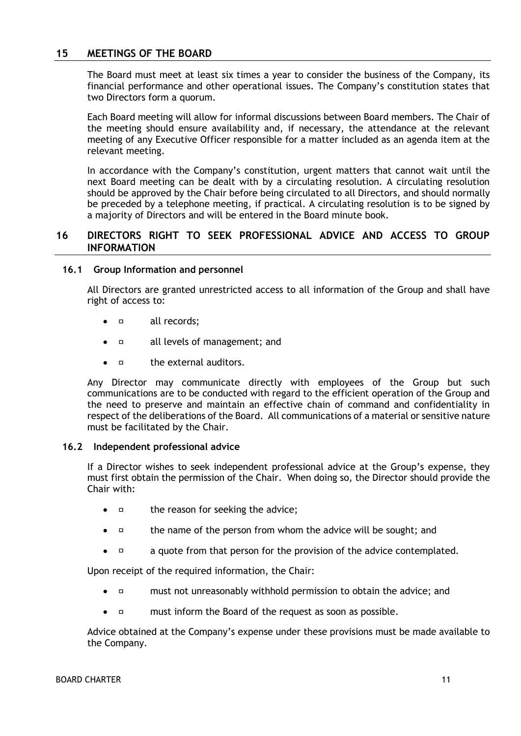## 15 MEETINGS OF THE BOARD

The Board must meet at least six times a year to consider the business of the Company, its financial performance and other operational issues. The Company's constitution states that two Directors form a quorum.

Each Board meeting will allow for informal discussions between Board members. The Chair of the meeting should ensure availability and, if necessary, the attendance at the relevant meeting of any Executive Officer responsible for a matter included as an agenda item at the relevant meeting.

In accordance with the Company's constitution, urgent matters that cannot wait until the next Board meeting can be dealt with by a circulating resolution. A circulating resolution should be approved by the Chair before being circulated to all Directors, and should normally be preceded by a telephone meeting, if practical. A circulating resolution is to be signed by a majority of Directors and will be entered in the Board minute book.

## 16 DIRECTORS RIGHT TO SEEK PROFESSIONAL ADVICE AND ACCESS TO GROUP INFORMATION

### 16.1 Group Information and personnel

All Directors are granted unrestricted access to all information of the Group and shall have right of access to:

- all records;
- all levels of management; and
- the external auditors.

Any Director may communicate directly with employees of the Group but such communications are to be conducted with regard to the efficient operation of the Group and the need to preserve and maintain an effective chain of command and confidentiality in respect of the deliberations of the Board. All communications of a material or sensitive nature must be facilitated by the Chair.

### 16.2 Independent professional advice

If a Director wishes to seek independent professional advice at the Group's expense, they must first obtain the permission of the Chair. When doing so, the Director should provide the Chair with:

- the reason for seeking the advice;
- the name of the person from whom the advice will be sought; and
- a quote from that person for the provision of the advice contemplated.

Upon receipt of the required information, the Chair:

- must not unreasonably withhold permission to obtain the advice; and
- must inform the Board of the request as soon as possible.

Advice obtained at the Company's expense under these provisions must be made available to the Company.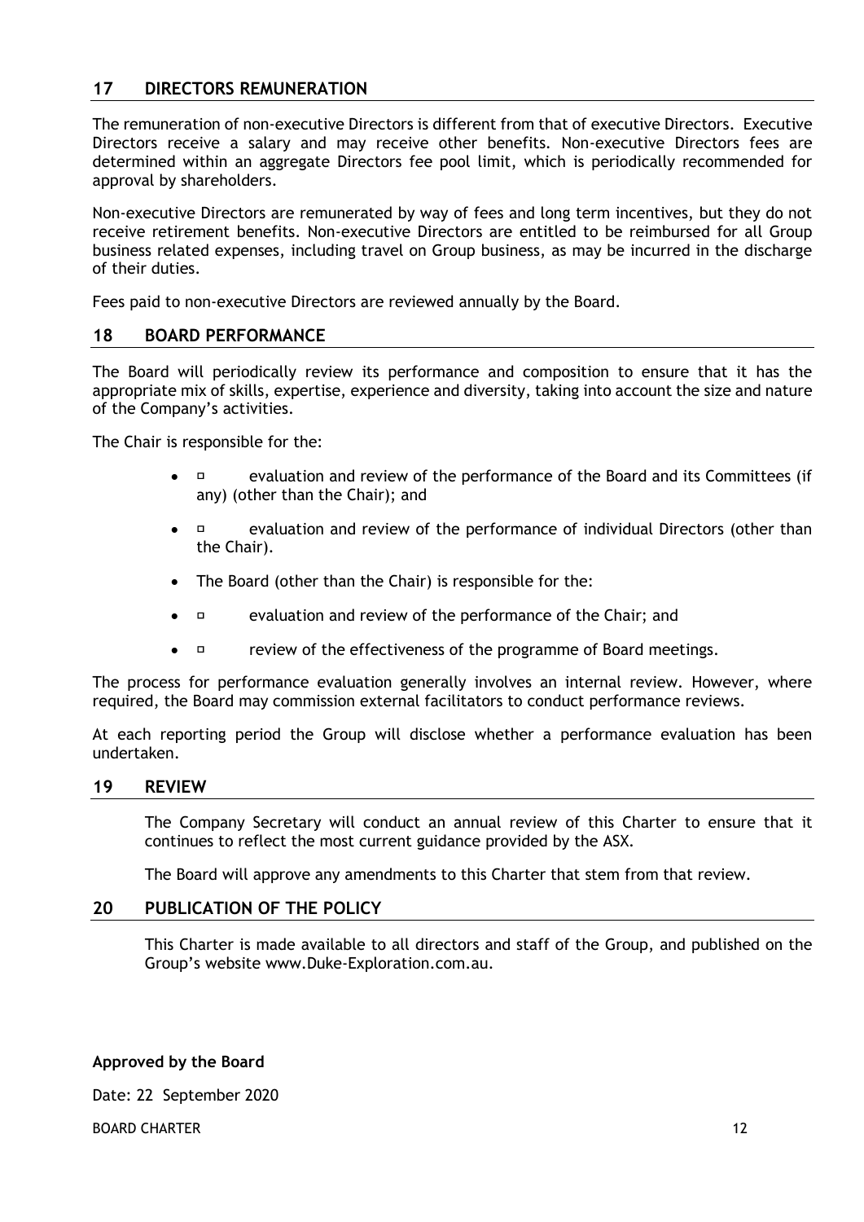## 17 DIRECTORS REMUNERATION

The remuneration of non-executive Directors is different from that of executive Directors. Executive Directors receive a salary and may receive other benefits. Non-executive Directors fees are determined within an aggregate Directors fee pool limit, which is periodically recommended for approval by shareholders.

Non-executive Directors are remunerated by way of fees and long term incentives, but they do not receive retirement benefits. Non-executive Directors are entitled to be reimbursed for all Group business related expenses, including travel on Group business, as may be incurred in the discharge of their duties.

Fees paid to non-executive Directors are reviewed annually by the Board.

## 18 BOARD PERFORMANCE

The Board will periodically review its performance and composition to ensure that it has the appropriate mix of skills, expertise, experience and diversity, taking into account the size and nature of the Company's activities.

The Chair is responsible for the:

- evaluation and review of the performance of the Board and its Committees (if any) (other than the Chair); and
- evaluation and review of the performance of individual Directors (other than the Chair).
- The Board (other than the Chair) is responsible for the:
- evaluation and review of the performance of the Chair; and
- review of the effectiveness of the programme of Board meetings.

The process for performance evaluation generally involves an internal review. However, where required, the Board may commission external facilitators to conduct performance reviews.

At each reporting period the Group will disclose whether a performance evaluation has been undertaken.

## 19 REVIEW

The Company Secretary will conduct an annual review of this Charter to ensure that it continues to reflect the most current guidance provided by the ASX.

The Board will approve any amendments to this Charter that stem from that review.

## 20 PUBLICATION OF THE POLICY

This Charter is made available to all directors and staff of the Group, and published on the Group's website www.Duke-Exploration.com.au.

**Approved by the Board**

Date: 22 September 2020